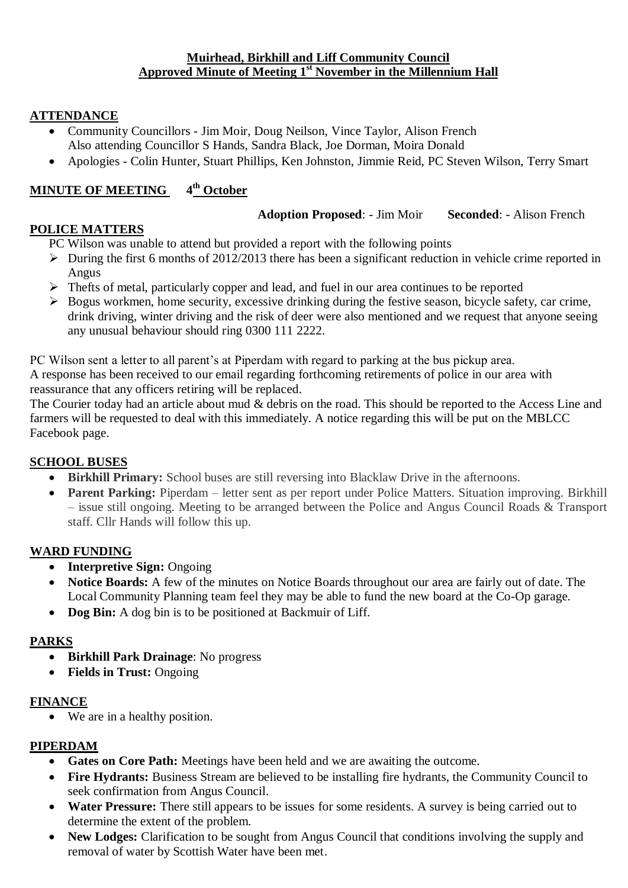**Muirhead, Birkhill and Liff Community Council**
**Approved Minute of Meeting 1st November in the Millennium Hall**

## ATTENDANCE

- Community Councillors - Jim Moir, Doug Neilson, Vince Taylor, Alison French
  Also attending Councillor S Hands, Sandra Black, Joe Dorman, Moira Donald
- Apologies - Colin Hunter, Stuart Phillips, Ken Johnston, Jimmie Reid, PC Steven Wilson, Terry Smart

## MINUTE OF MEETING 4th October

**Adoption Proposed**: - Jim Moir **Seconded**: - Alison French

## POLICE MATTERS

PC Wilson was unable to attend but provided a report with the following points

- During the first 6 months of 2012/2013 there has been a significant reduction in vehicle crime reported in Angus
- Thefts of metal, particularly copper and lead, and fuel in our area continues to be reported
- Bogus workmen, home security, excessive drinking during the festive season, bicycle safety, car crime, drink driving, winter driving and the risk of deer were also mentioned and we request that anyone seeing any unusual behaviour should ring 0300 111 2222.

PC Wilson sent a letter to all parent's at Piperdam with regard to parking at the bus pickup area.
A response has been received to our email regarding forthcoming retirements of police in our area with reassurance that any officers retiring will be replaced.
The Courier today had an article about mud & debris on the road. This should be reported to the Access Line and farmers will be requested to deal with this immediately. A notice regarding this will be put on the MBLCC Facebook page.

## SCHOOL BUSES

- **Birkhill Primary:** School buses are still reversing into Blacklaw Drive in the afternoons.
- **Parent Parking:** Piperdam – letter sent as per report under Police Matters. Situation improving. Birkhill – issue still ongoing. Meeting to be arranged between the Police and Angus Council Roads & Transport staff. Cllr Hands will follow this up.

## WARD FUNDING

- **Interpretive Sign:** Ongoing
- **Notice Boards:** A few of the minutes on Notice Boards throughout our area are fairly out of date. The Local Community Planning team feel they may be able to fund the new board at the Co-Op garage.
- **Dog Bin:** A dog bin is to be positioned at Backmuir of Liff.

## PARKS

- **Birkhill Park Drainage**: No progress
- **Fields in Trust:** Ongoing

## FINANCE

- We are in a healthy position.

## PIPERDAM

- **Gates on Core Path:** Meetings have been held and we are awaiting the outcome.
- **Fire Hydrants:** Business Stream are believed to be installing fire hydrants, the Community Council to seek confirmation from Angus Council.
- **Water Pressure:** There still appears to be issues for some residents. A survey is being carried out to determine the extent of the problem.
- **New Lodges:** Clarification to be sought from Angus Council that conditions involving the supply and removal of water by Scottish Water have been met.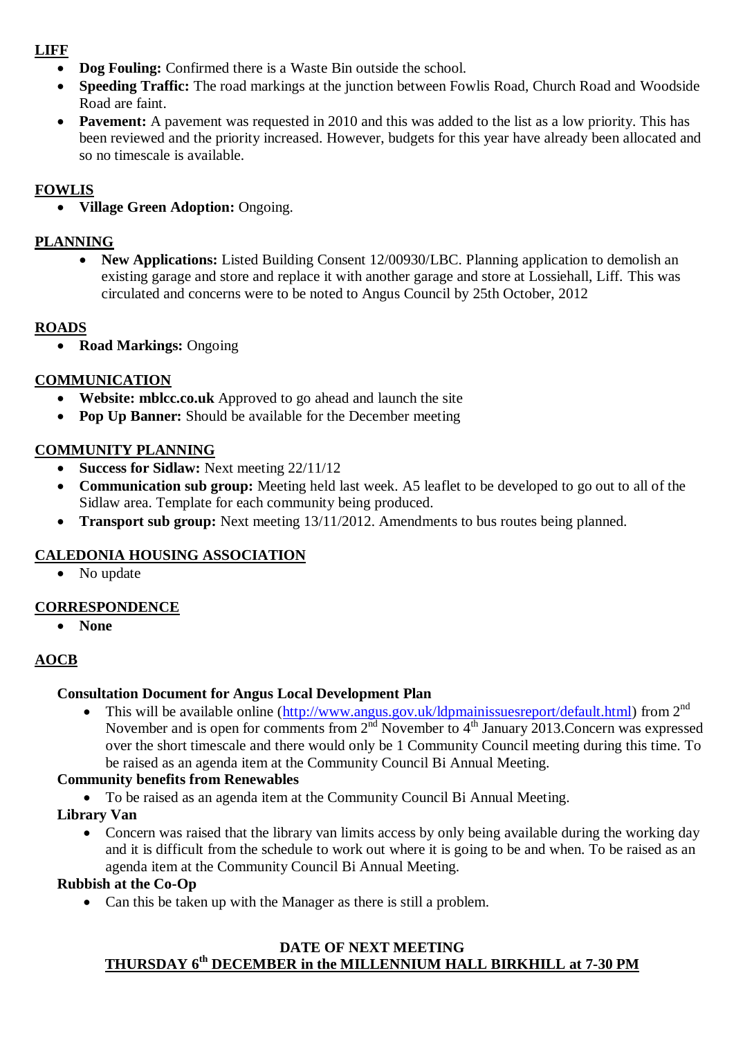## LIFF

- **Dog Fouling:** Confirmed there is a Waste Bin outside the school.
- **Speeding Traffic:** The road markings at the junction between Fowlis Road, Church Road and Woodside Road are faint.
- **Pavement:** A pavement was requested in 2010 and this was added to the list as a low priority. This has been reviewed and the priority increased. However, budgets for this year have already been allocated and so no timescale is available.

## FOWLIS

- **Village Green Adoption:** Ongoing.

## PLANNING

- **New Applications:** Listed Building Consent 12/00930/LBC. Planning application to demolish an existing garage and store and replace it with another garage and store at Lossiehall, Liff. This was circulated and concerns were to be noted to Angus Council by 25th October, 2012

## ROADS

- **Road Markings:** Ongoing

## COMMUNICATION

- **Website: mblcc.co.uk** Approved to go ahead and launch the site
- **Pop Up Banner:** Should be available for the December meeting

## COMMUNITY PLANNING

- **Success for Sidlaw:** Next meeting 22/11/12
- **Communication sub group:** Meeting held last week. A5 leaflet to be developed to go out to all of the Sidlaw area. Template for each community being produced.
- **Transport sub group:** Next meeting 13/11/2012. Amendments to bus routes being planned.

## CALEDONIA HOUSING ASSOCIATION

- No update

## CORRESPONDENCE

- **None**

## AOCB

### Consultation Document for Angus Local Development Plan

- This will be available online (http://www.angus.gov.uk/ldpmainissuesreport/default.html) from 2nd November and is open for comments from 2nd November to 4th January 2013.Concern was expressed over the short timescale and there would only be 1 Community Council meeting during this time. To be raised as an agenda item at the Community Council Bi Annual Meeting.

### Community benefits from Renewables

- To be raised as an agenda item at the Community Council Bi Annual Meeting.

### Library Van

- Concern was raised that the library van limits access by only being available during the working day and it is difficult from the schedule to work out where it is going to be and when. To be raised as an agenda item at the Community Council Bi Annual Meeting.

### Rubbish at the Co-Op

- Can this be taken up with the Manager as there is still a problem.

**DATE OF NEXT MEETING**

**THURSDAY 6th DECEMBER in the MILLENNIUM HALL BIRKHILL at 7-30 PM**